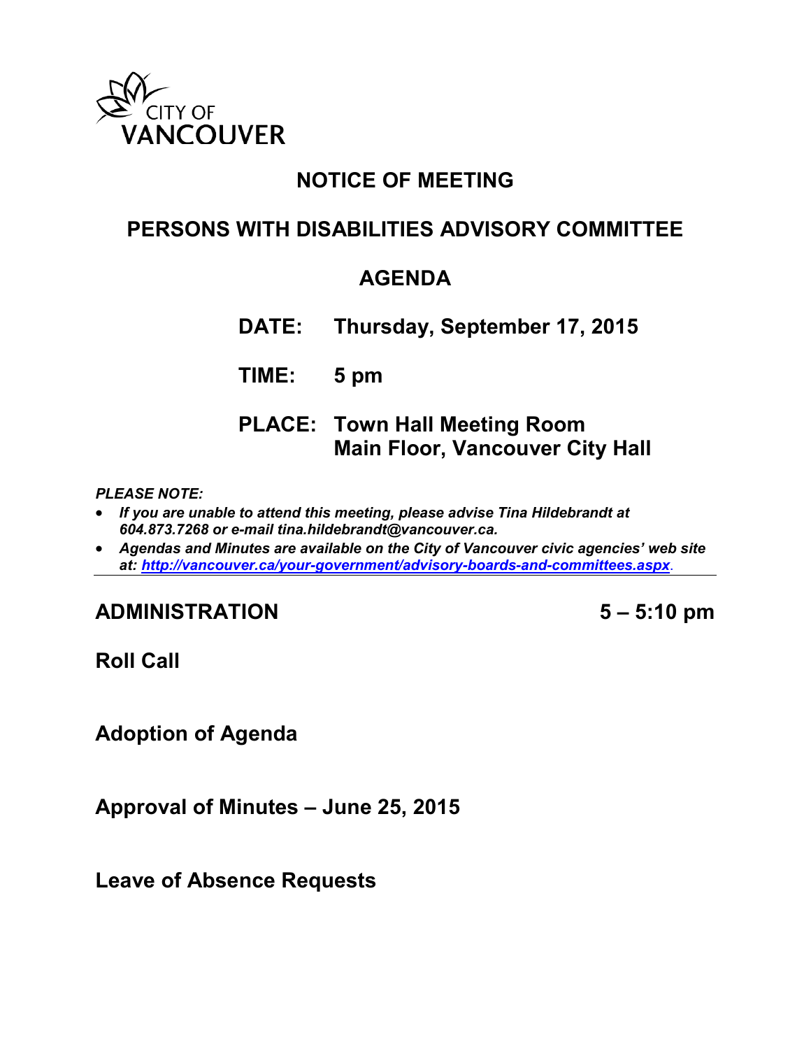CITY OF
VANCOUVER

# NOTICE OF MEETING

## PERSONS WITH DISABILITIES ADVISORY COMMITTEE

## AGENDA

**DATE:** Thursday, September 17, 2015

**TIME:** 5 pm

**PLACE:** Town Hall Meeting Room
Main Floor, Vancouver City Hall

***PLEASE NOTE:***

- ***If you are unable to attend this meeting, please advise Tina Hildebrandt at 604.873.7268 or e-mail tina.hildebrandt@vancouver.ca.***
- ***Agendas and Minutes are available on the City of Vancouver civic agencies' web site at: [http://vancouver.ca/your-government/advisory-boards-and-committees.aspx](http://vancouver.ca/your-government/advisory-boards-and-committees.aspx).***

---

## ADMINISTRATION 5 – 5:10 pm

### Roll Call

### Adoption of Agenda

### Approval of Minutes – June 25, 2015

### Leave of Absence Requests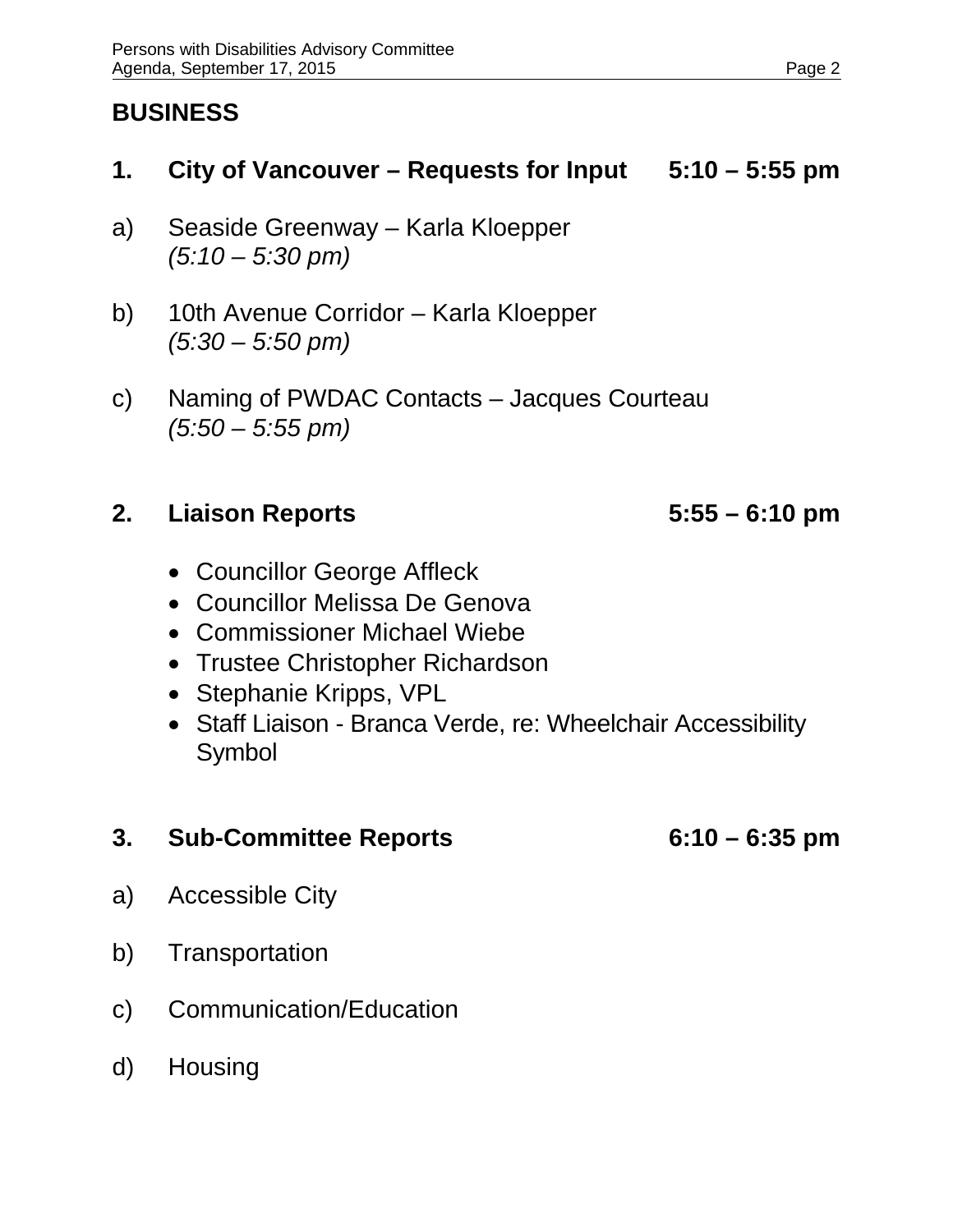## BUSINESS

### 1. City of Vancouver – Requests for Input 5:10 – 5:55 pm

a) Seaside Greenway – Karla Kloepper
*(5:10 – 5:30 pm)*

b) 10th Avenue Corridor – Karla Kloepper
*(5:30 – 5:50 pm)*

c) Naming of PWDAC Contacts – Jacques Courteau
*(5:50 – 5:55 pm)*

### 2. Liaison Reports 5:55 – 6:10 pm

- Councillor George Affleck
- Councillor Melissa De Genova
- Commissioner Michael Wiebe
- Trustee Christopher Richardson
- Stephanie Kripps, VPL
- Staff Liaison - Branca Verde, re: Wheelchair Accessibility Symbol

### 3. Sub-Committee Reports 6:10 – 6:35 pm

a) Accessible City

b) Transportation

c) Communication/Education

d) Housing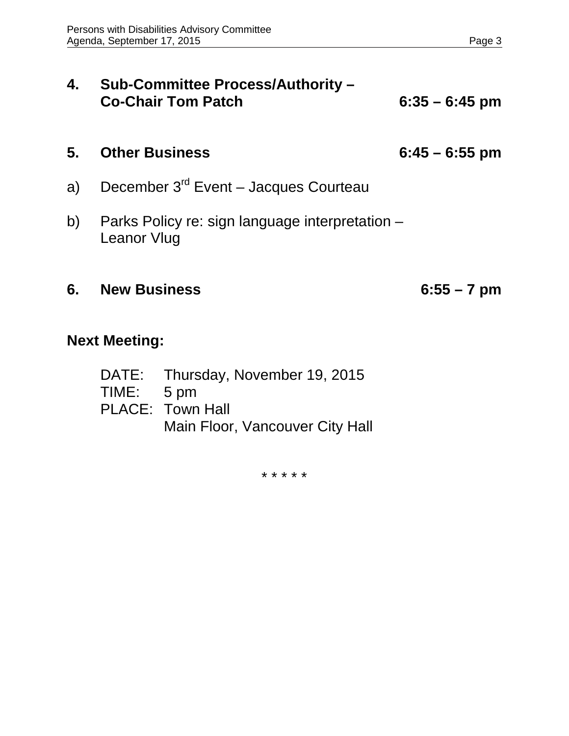**4. Sub-Committee Process/Authority – Co-Chair Tom Patch** **6:35 – 6:45 pm**

**5. Other Business** **6:45 – 6:55 pm**

a) December 3rd Event – Jacques Courteau

b) Parks Policy re: sign language interpretation – Leanor Vlug

**6. New Business** **6:55 – 7 pm**

**Next Meeting:**

DATE: Thursday, November 19, 2015
TIME: 5 pm
PLACE: Town Hall
Main Floor, Vancouver City Hall

* * * * *